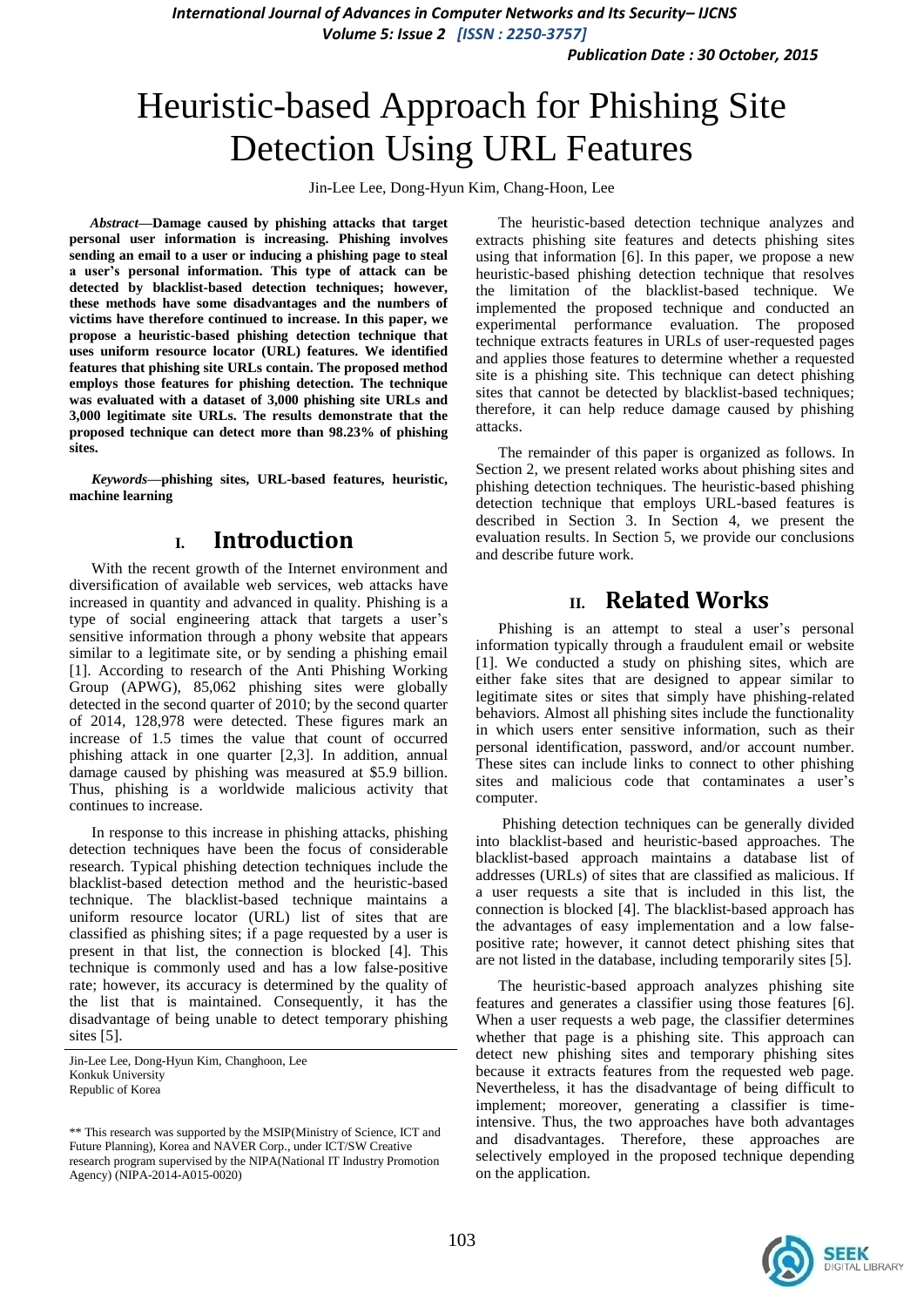# Heuristic-based Approach for Phishing Site Detection Using URL Features

Jin-Lee Lee, Dong-Hyun Kim, Chang-Hoon, Lee

***Abstract*—Damage caused by phishing attacks that target personal user information is increasing. Phishing involves sending an email to a user or inducing a phishing page to steal a user's personal information. This type of attack can be detected by blacklist-based detection techniques; however, these methods have some disadvantages and the numbers of victims have therefore continued to increase. In this paper, we propose a heuristic-based phishing detection technique that uses uniform resource locator (URL) features. We identified features that phishing site URLs contain. The proposed method employs those features for phishing detection. The technique was evaluated with a dataset of 3,000 phishing site URLs and 3,000 legitimate site URLs. The results demonstrate that the proposed technique can detect more than 98.23% of phishing sites.**

***Keywords*—phishing sites, URL-based features, heuristic, machine learning**

## I. Introduction

With the recent growth of the Internet environment and diversification of available web services, web attacks have increased in quantity and advanced in quality. Phishing is a type of social engineering attack that targets a user's sensitive information through a phony website that appears similar to a legitimate site, or by sending a phishing email [1]. According to research of the Anti Phishing Working Group (APWG), 85,062 phishing sites were globally detected in the second quarter of 2010; by the second quarter of 2014, 128,978 were detected. These figures mark an increase of 1.5 times the value that count of occurred phishing attack in one quarter [2,3]. In addition, annual damage caused by phishing was measured at $5.9 billion. Thus, phishing is a worldwide malicious activity that continues to increase.

In response to this increase in phishing attacks, phishing detection techniques have been the focus of considerable research. Typical phishing detection techniques include the blacklist-based detection method and the heuristic-based technique. The blacklist-based technique maintains a uniform resource locator (URL) list of sites that are classified as phishing sites; if a page requested by a user is present in that list, the connection is blocked [4]. This technique is commonly used and has a low false-positive rate; however, its accuracy is determined by the quality of the list that is maintained. Consequently, it has the disadvantage of being unable to detect temporary phishing sites [5].

Jin-Lee Lee, Dong-Hyun Kim, Changhoon, Lee
Konkuk University
Republic of Korea

** This research was supported by the MSIP(Ministry of Science, ICT and Future Planning), Korea and NAVER Corp., under ICT/SW Creative research program supervised by the NIPA(National IT Industry Promotion Agency) (NIPA-2014-A015-0020)

The heuristic-based detection technique analyzes and extracts phishing site features and detects phishing sites using that information [6]. In this paper, we propose a new heuristic-based phishing detection technique that resolves the limitation of the blacklist-based technique. We implemented the proposed technique and conducted an experimental performance evaluation. The proposed technique extracts features in URLs of user-requested pages and applies those features to determine whether a requested site is a phishing site. This technique can detect phishing sites that cannot be detected by blacklist-based techniques; therefore, it can help reduce damage caused by phishing attacks.

The remainder of this paper is organized as follows. In Section 2, we present related works about phishing sites and phishing detection techniques. The heuristic-based phishing detection technique that employs URL-based features is described in Section 3. In Section 4, we present the evaluation results. In Section 5, we provide our conclusions and describe future work.

## II. Related Works

Phishing is an attempt to steal a user's personal information typically through a fraudulent email or website [1]. We conducted a study on phishing sites, which are either fake sites that are designed to appear similar to legitimate sites or sites that simply have phishing-related behaviors. Almost all phishing sites include the functionality in which users enter sensitive information, such as their personal identification, password, and/or account number. These sites can include links to connect to other phishing sites and malicious code that contaminates a user's computer.

Phishing detection techniques can be generally divided into blacklist-based and heuristic-based approaches. The blacklist-based approach maintains a database list of addresses (URLs) of sites that are classified as malicious. If a user requests a site that is included in this list, the connection is blocked [4]. The blacklist-based approach has the advantages of easy implementation and a low false-positive rate; however, it cannot detect phishing sites that are not listed in the database, including temporarily sites [5].

The heuristic-based approach analyzes phishing site features and generates a classifier using those features [6]. When a user requests a web page, the classifier determines whether that page is a phishing site. This approach can detect new phishing sites and temporary phishing sites because it extracts features from the requested web page. Nevertheless, it has the disadvantage of being difficult to implement; moreover, generating a classifier is time-intensive. Thus, the two approaches have both advantages and disadvantages. Therefore, these approaches are selectively employed in the proposed technique depending on the application.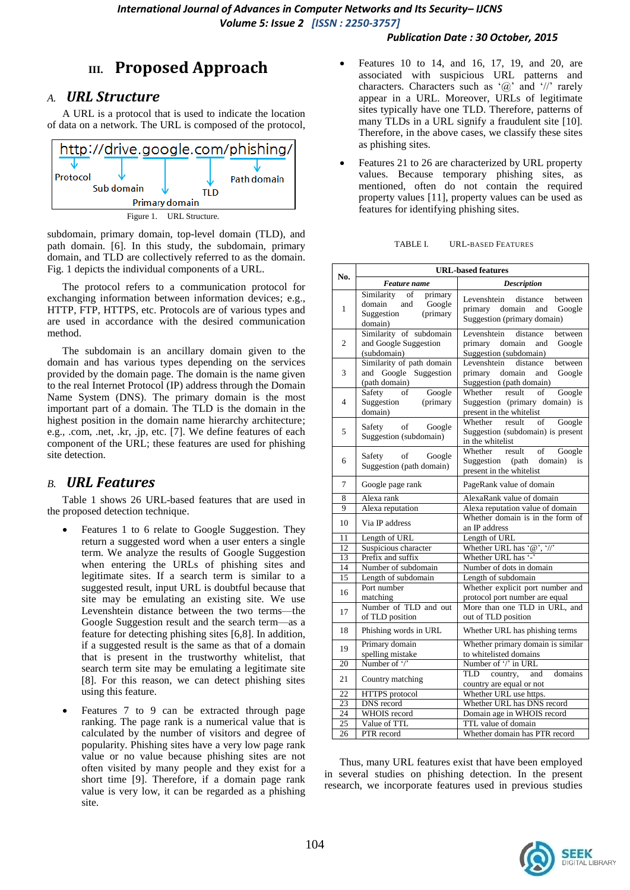# III. Proposed Approach

## A. URL Structure

A URL is a protocol that is used to indicate the location of data on a network. The URL is composed of the protocol,

http://drive.google.com/phishing/

Protocol — Sub domain — Primary domain — TLD — Path domain

Figure 1. URL Structure.

subdomain, primary domain, top-level domain (TLD), and path domain. [6]. In this study, the subdomain, primary domain, and TLD are collectively referred to as the domain. Fig. 1 depicts the individual components of a URL.

The protocol refers to a communication protocol for exchanging information between information devices; e.g., HTTP, FTP, HTTPS, etc. Protocols are of various types and are used in accordance with the desired communication method.

The subdomain is an ancillary domain given to the domain and has various types depending on the services provided by the domain page. The domain is the name given to the real Internet Protocol (IP) address through the Domain Name System (DNS). The primary domain is the most important part of a domain. The TLD is the domain in the highest position in the domain name hierarchy architecture; e.g., .com, .net, .kr, .jp, etc. [7]. We define features of each component of the URL; these features are used for phishing site detection.

## B. URL Features

Table 1 shows 26 URL-based features that are used in the proposed detection technique.

- Features 1 to 6 relate to Google Suggestion. They return a suggested word when a user enters a single term. We analyze the results of Google Suggestion when entering the URLs of phishing sites and legitimate sites. If a search term is similar to a suggested result, input URL is doubtful because that site may be emulating an existing site. We use Levenshtein distance between the two terms—the Google Suggestion result and the search term—as a feature for detecting phishing sites [6,8]. In addition, if a suggested result is the same as that of a domain that is present in the trustworthy whitelist, that search term site may be emulating a legitimate site [8]. For this reason, we can detect phishing sites using this feature.

- Features 7 to 9 can be extracted through page ranking. The page rank is a numerical value that is calculated by the number of visitors and degree of popularity. Phishing sites have a very low page rank value or no value because phishing sites are not often visited by many people and they exist for a short time [9]. Therefore, if a domain page rank value is very low, it can be regarded as a phishing site.

- Features 10 to 14, and 16, 17, 19, and 20, are associated with suspicious URL patterns and characters. Characters such as '@' and '//' rarely appear in a URL. Moreover, URLs of legitimate sites typically have one TLD. Therefore, patterns of many TLDs in a URL signify a fraudulent site [10]. Therefore, in the above cases, we classify these sites as phishing sites.

- Features 21 to 26 are characterized by URL property values. Because temporary phishing sites, as mentioned, often do not contain the required property values [11], property values can be used as features for identifying phishing sites.

TABLE I. URL-BASED FEATURES

| No. | URL-based features | |
|---|---|---|
| | *Feature name* | *Description* |
| 1 | Similarity of primary domain and Google Suggestion (primary domain) | Levenshtein distance between primary domain and Google Suggestion (primary domain) |
| 2 | Similarity of subdomain and Google Suggestion (subdomain) | Levenshtein distance between primary domain and Google Suggestion (subdomain) |
| 3 | Similarity of path domain and Google Suggestion (path domain) | Levenshtein distance between primary domain and Google Suggestion (path domain) |
| 4 | Safety of Google Suggestion (primary domain) | Whether result of Google Suggestion (primary domain) is present in the whitelist |
| 5 | Safety of Google Suggestion (subdomain) | Whether result of Google Suggestion (subdomain) is present in the whitelist |
| 6 | Safety of Google Suggestion (path domain) | Whether result of Google Suggestion (path domain) is present in the whitelist |
| 7 | Google page rank | PageRank value of domain |
| 8 | Alexa rank | AlexaRank value of domain |
| 9 | Alexa reputation | Alexa reputation value of domain |
| 10 | Via IP address | Whether domain is in the form of an IP address |
| 11 | Length of URL | Length of URL |
| 12 | Suspicious character | Whether URL has '@', '//' |
| 13 | Prefix and suffix | Whether URL has '-' |
| 14 | Number of subdomain | Number of dots in domain |
| 15 | Length of subdomain | Length of subdomain |
| 16 | Port number matching | Whether explicit port number and protocol port number are equal |
| 17 | Number of TLD and out of TLD position | More than one TLD in URL, and out of TLD position |
| 18 | Phishing words in URL | Whether URL has phishing terms |
| 19 | Primary domain spelling mistake | Whether primary domain is similar to whitelisted domains |
| 20 | Number of '/' | Number of '/' in URL |
| 21 | Country matching | TLD country, and domains country are equal or not |
| 22 | HTTPS protocol | Whether URL use https. |
| 23 | DNS record | Whether URL has DNS record |
| 24 | WHOIS record | Domain age in WHOIS record |
| 25 | Value of TTL | TTL value of domain |
| 26 | PTR record | Whether domain has PTR record |

Thus, many URL features exist that have been employed in several studies on phishing detection. In the present research, we incorporate features used in previous studies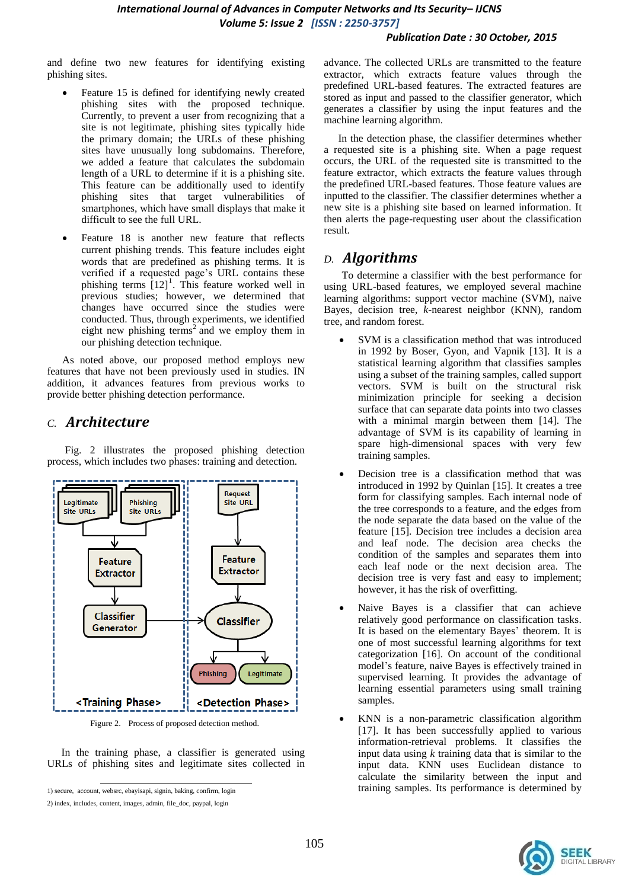and define two new features for identifying existing phishing sites.

- Feature 15 is defined for identifying newly created phishing sites with the proposed technique. Currently, to prevent a user from recognizing that a site is not legitimate, phishing sites typically hide the primary domain; the URLs of these phishing sites have unusually long subdomains. Therefore, we added a feature that calculates the subdomain length of a URL to determine if it is a phishing site. This feature can be additionally used to identify phishing sites that target vulnerabilities of smartphones, which have small displays that make it difficult to see the full URL.
- Feature 18 is another new feature that reflects current phishing trends. This feature includes eight words that are predefined as phishing terms. It is verified if a requested page's URL contains these phishing terms [12][1]. This feature worked well in previous studies; however, we determined that changes have occurred since the studies were conducted. Thus, through experiments, we identified eight new phishing terms[2] and we employ them in our phishing detection technique.

As noted above, our proposed method employs new features that have not been previously used in studies. IN addition, it advances features from previous works to provide better phishing detection performance.

## C. *Architecture*

Fig. 2 illustrates the proposed phishing detection process, which includes two phases: training and detection.

Figure 2. Process of proposed detection method.

In the training phase, a classifier is generated using URLs of phishing sites and legitimate sites collected in advance. The collected URLs are transmitted to the feature extractor, which extracts feature values through the predefined URL-based features. The extracted features are stored as input and passed to the classifier generator, which generates a classifier by using the input features and the machine learning algorithm.

In the detection phase, the classifier determines whether a requested site is a phishing site. When a page request occurs, the URL of the requested site is transmitted to the feature extractor, which extracts the feature values through the predefined URL-based features. Those feature values are inputted to the classifier. The classifier determines whether a new site is a phishing site based on learned information. It then alerts the page-requesting user about the classification result.

## D. *Algorithms*

To determine a classifier with the best performance for using URL-based features, we employed several machine learning algorithms: support vector machine (SVM), naive Bayes, decision tree, *k*-nearest neighbor (KNN), random tree, and random forest.

- SVM is a classification method that was introduced in 1992 by Boser, Gyon, and Vapnik [13]. It is a statistical learning algorithm that classifies samples using a subset of the training samples, called support vectors. SVM is built on the structural risk minimization principle for seeking a decision surface that can separate data points into two classes with a minimal margin between them [14]. The advantage of SVM is its capability of learning in spare high-dimensional spaces with very few training samples.
- Decision tree is a classification method that was introduced in 1992 by Quinlan [15]. It creates a tree form for classifying samples. Each internal node of the tree corresponds to a feature, and the edges from the node separate the data based on the value of the feature [15]. Decision tree includes a decision area and leaf node. The decision area checks the condition of the samples and separates them into each leaf node or the next decision area. The decision tree is very fast and easy to implement; however, it has the risk of overfitting.
- Naive Bayes is a classifier that can achieve relatively good performance on classification tasks. It is based on the elementary Bayes' theorem. It is one of most successful learning algorithms for text categorization [16]. On account of the conditional model's feature, naive Bayes is effectively trained in supervised learning. It provides the advantage of learning essential parameters using small training samples.
- KNN is a non-parametric classification algorithm [17]. It has been successfully applied to various information-retrieval problems. It classifies the input data using *k* training data that is similar to the input data. KNN uses Euclidean distance to calculate the similarity between the input and training samples. Its performance is determined by

1) secure, account, websrc, ebayisapi, signin, baking, confirm, login

2) index, includes, content, images, admin, file_doc, paypal, login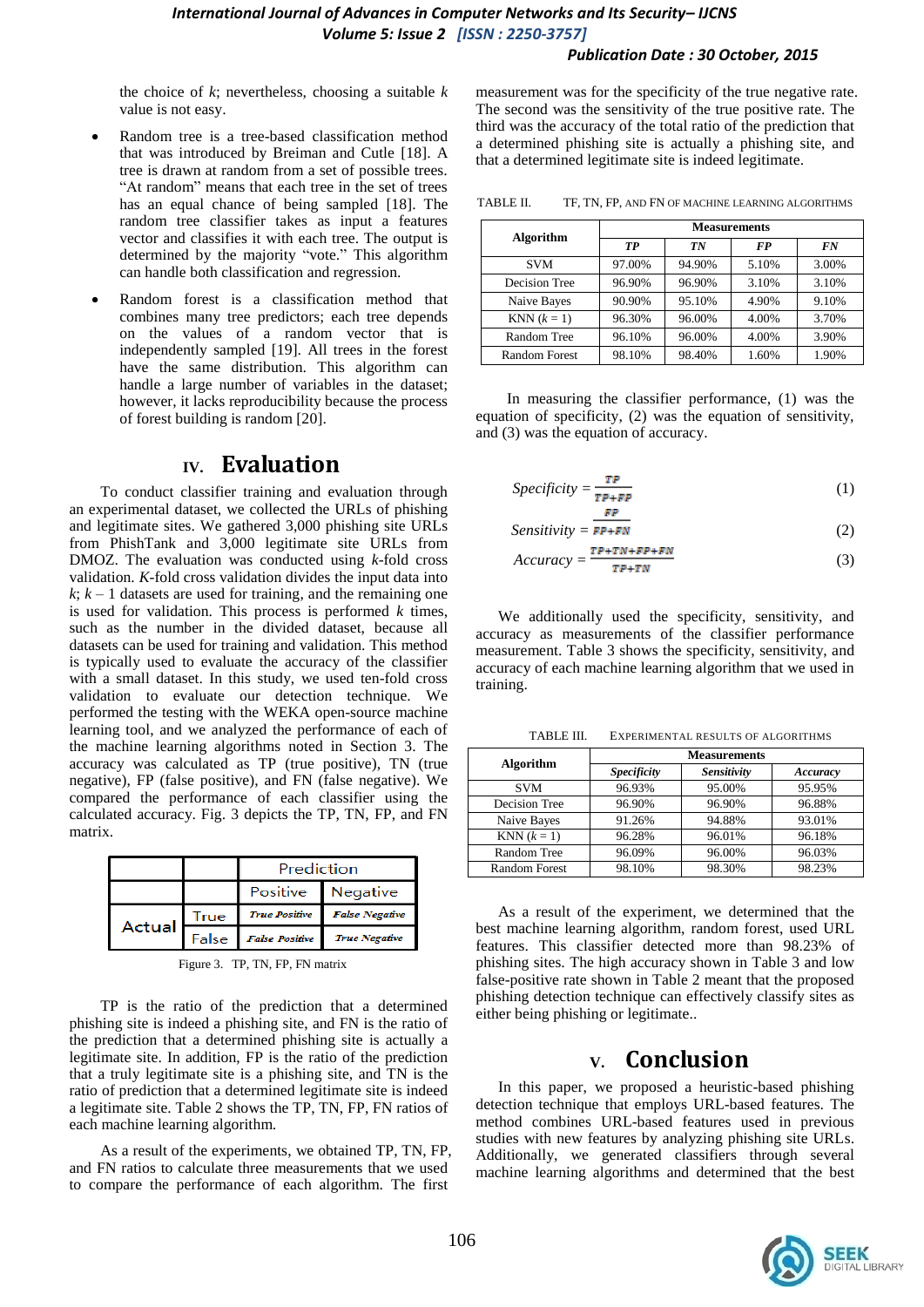the choice of $k$; nevertheless, choosing a suitable $k$ value is not easy.

- Random tree is a tree-based classification method that was introduced by Breiman and Cutle [18]. A tree is drawn at random from a set of possible trees. "At random" means that each tree in the set of trees has an equal chance of being sampled [18]. The random tree classifier takes as input a features vector and classifies it with each tree. The output is determined by the majority "vote." This algorithm can handle both classification and regression.
- Random forest is a classification method that combines many tree predictors; each tree depends on the values of a random vector that is independently sampled [19]. All trees in the forest have the same distribution. This algorithm can handle a large number of variables in the dataset; however, it lacks reproducibility because the process of forest building is random [20].

## IV. Evaluation

To conduct classifier training and evaluation through an experimental dataset, we collected the URLs of phishing and legitimate sites. We gathered 3,000 phishing site URLs from PhishTank and 3,000 legitimate site URLs from DMOZ. The evaluation was conducted using $k$-fold cross validation. $K$-fold cross validation divides the input data into $k$; $k-1$ datasets are used for training, and the remaining one is used for validation. This process is performed $k$ times, such as the number in the divided dataset, because all datasets can be used for training and validation. This method is typically used to evaluate the accuracy of the classifier with a small dataset. In this study, we used ten-fold cross validation to evaluate our detection technique. We performed the testing with the WEKA open-source machine learning tool, and we analyzed the performance of each of the machine learning algorithms noted in Section 3. The accuracy was calculated as TP (true positive), TN (true negative), FP (false positive), and FN (false negative). We compared the performance of each classifier using the calculated accuracy. Fig. 3 depicts the TP, TN, FP, and FN matrix.

| | | Prediction | |
|---|---|---|---|
| | | Positive | Negative |
| Actual | True | *True Positive* | *False Negative* |
| | False | *False Positive* | *True Negative* |

Figure 3. TP, TN, FP, FN matrix

TP is the ratio of the prediction that a determined phishing site is indeed a phishing site, and FN is the ratio of the prediction that a determined phishing site is actually a legitimate site. In addition, FP is the ratio of the prediction that a truly legitimate site is a phishing site, and TN is the ratio of prediction that a determined legitimate site is indeed a legitimate site. Table 2 shows the TP, TN, FP, FN ratios of each machine learning algorithm.

As a result of the experiments, we obtained TP, TN, FP, and FN ratios to calculate three measurements that we used to compare the performance of each algorithm. The first measurement was for the specificity of the true negative rate. The second was the sensitivity of the true positive rate. The third was the accuracy of the total ratio of the prediction that a determined phishing site is actually a phishing site, and that a determined legitimate site is indeed legitimate.

TABLE II. TF, TN, FP, AND FN OF MACHINE LEARNING ALGORITHMS

| Algorithm | Measurements | | | |
|---|---|---|---|---|
| | ***TP*** | ***TN*** | ***FP*** | ***FN*** |
| SVM | 97.00% | 94.90% | 5.10% | 3.00% |
| Decision Tree | 96.90% | 96.90% | 3.10% | 3.10% |
| Naive Bayes | 90.90% | 95.10% | 4.90% | 9.10% |
| KNN ($k = 1$) | 96.30% | 96.00% | 4.00% | 3.70% |
| Random Tree | 96.10% | 96.00% | 4.00% | 3.90% |
| Random Forest | 98.10% | 98.40% | 1.60% | 1.90% |

In measuring the classifier performance, (1) was the equation of specificity, (2) was the equation of sensitivity, and (3) was the equation of accuracy.

$$Specificity = \frac{TP}{TP+FP} \tag{1}$$

$$Sensitivity = \frac{FP}{FP+FN} \tag{2}$$

$$Accuracy = \frac{TP+TN+FP+FN}{TP+TN} \tag{3}$$

We additionally used the specificity, sensitivity, and accuracy as measurements of the classifier performance measurement. Table 3 shows the specificity, sensitivity, and accuracy of each machine learning algorithm that we used in training.

TABLE III. EXPERIMENTAL RESULTS OF ALGORITHMS

| Algorithm | Measurements | | |
|---|---|---|---|
| | ***Specificity*** | ***Sensitivity*** | ***Accuracy*** |
| SVM | 96.93% | 95.00% | 95.95% |
| Decision Tree | 96.90% | 96.90% | 96.88% |
| Naive Bayes | 91.26% | 94.88% | 93.01% |
| KNN ($k = 1$) | 96.28% | 96.01% | 96.18% |
| Random Tree | 96.09% | 96.00% | 96.03% |
| Random Forest | 98.10% | 98.30% | 98.23% |

As a result of the experiment, we determined that the best machine learning algorithm, random forest, used URL features. This classifier detected more than 98.23% of phishing sites. The high accuracy shown in Table 3 and low false-positive rate shown in Table 2 meant that the proposed phishing detection technique can effectively classify sites as either being phishing or legitimate..

## V. Conclusion

In this paper, we proposed a heuristic-based phishing detection technique that employs URL-based features. The method combines URL-based features used in previous studies with new features by analyzing phishing site URLs. Additionally, we generated classifiers through several machine learning algorithms and determined that the best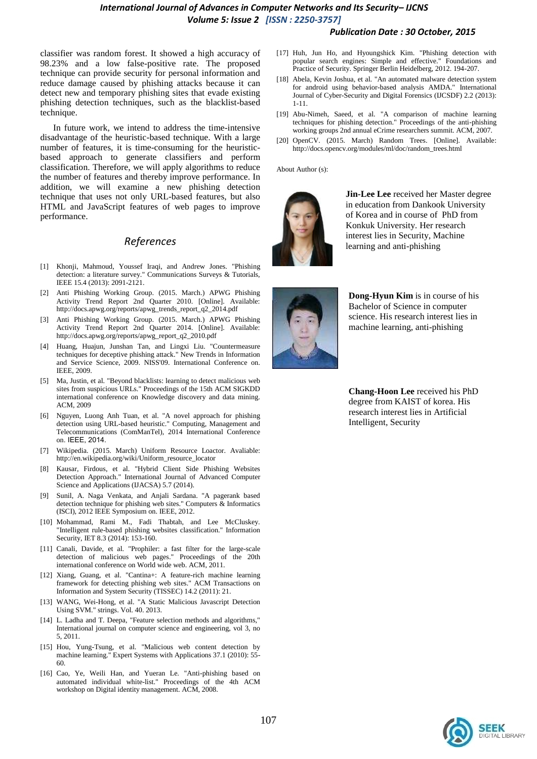classifier was random forest. It showed a high accuracy of 98.23% and a low false-positive rate. The proposed technique can provide security for personal information and reduce damage caused by phishing attacks because it can detect new and temporary phishing sites that evade existing phishing detection techniques, such as the blacklist-based technique.

In future work, we intend to address the time-intensive disadvantage of the heuristic-based technique. With a large number of features, it is time-consuming for the heuristic-based approach to generate classifiers and perform classification. Therefore, we will apply algorithms to reduce the number of features and thereby improve performance. In addition, we will examine a new phishing detection technique that uses not only URL-based features, but also HTML and JavaScript features of web pages to improve performance.

## References

[1] Khonji, Mahmoud, Youssef Iraqi, and Andrew Jones. "Phishing detection: a literature survey." Communications Surveys & Tutorials, IEEE 15.4 (2013): 2091-2121.

[2] Anti Phishing Working Group. (2015. March.) APWG Phishing Activity Trend Report 2nd Quarter 2010. [Online]. Available: http://docs.apwg.org/reports/apwg_trends_report_q2_2014.pdf

[3] Anti Phishing Working Group. (2015. March.) APWG Phishing Activity Trend Report 2nd Quarter 2014. [Online]. Available: http://docs.apwg.org/reports/apwg_report_q2_2010.pdf

[4] Huang, Huajun, Junshan Tan, and Lingxi Liu. "Countermeasure techniques for deceptive phishing attack." New Trends in Information and Service Science, 2009. NISS'09. International Conference on. IEEE, 2009.

[5] Ma, Justin, et al. "Beyond blacklists: learning to detect malicious web sites from suspicious URLs." Proceedings of the 15th ACM SIGKDD international conference on Knowledge discovery and data mining. ACM, 2009

[6] Nguyen, Luong Anh Tuan, et al. "A novel approach for phishing detection using URL-based heuristic." Computing, Management and Telecommunications (ComManTel), 2014 International Conference on. IEEE, 2014.

[7] Wikipedia. (2015. March) Uniform Resource Loactor. Avaliable: http://en.wikipedia.org/wiki/Uniform_resource_locator

[8] Kausar, Firdous, et al. "Hybrid Client Side Phishing Websites Detection Approach." International Journal of Advanced Computer Science and Applications (IJACSA) 5.7 (2014).

[9] Sunil, A. Naga Venkata, and Anjali Sardana. "A pagerank based detection technique for phishing web sites." Computers & Informatics (ISCI), 2012 IEEE Symposium on. IEEE, 2012.

[10] Mohammad, Rami M., Fadi Thabtah, and Lee McCluskey. "Intelligent rule-based phishing websites classification." Information Security, IET 8.3 (2014): 153-160.

[11] Canali, Davide, et al. "Prophiler: a fast filter for the large-scale detection of malicious web pages." Proceedings of the 20th international conference on World wide web. ACM, 2011.

[12] Xiang, Guang, et al. "Cantina+: A feature-rich machine learning framework for detecting phishing web sites." ACM Transactions on Information and System Security (TISSEC) 14.2 (2011): 21.

[13] WANG, Wei-Hong, et al. "A Static Malicious Javascript Detection Using SVM." strings. Vol. 40. 2013.

[14] L. Ladha and T. Deepa, "Feature selection methods and algorithms," International journal on computer science and engineering, vol 3, no 5, 2011.

[15] Hou, Yung-Tsung, et al. "Malicious web content detection by machine learning." Expert Systems with Applications 37.1 (2010): 55-60.

[16] Cao, Ye, Weili Han, and Yueran Le. "Anti-phishing based on automated individual white-list." Proceedings of the 4th ACM workshop on Digital identity management. ACM, 2008.

[17] Huh, Jun Ho, and Hyoungshick Kim. "Phishing detection with popular search engines: Simple and effective." Foundations and Practice of Security. Springer Berlin Heidelberg, 2012. 194-207.

[18] Abela, Kevin Joshua, et al. "An automated malware detection system for android using behavior-based analysis AMDA." International Journal of Cyber-Security and Digital Forensics (IJCSDF) 2.2 (2013): 1-11.

[19] Abu-Nimeh, Saeed, et al. "A comparison of machine learning techniques for phishing detection." Proceedings of the anti-phishing working groups 2nd annual eCrime researchers summit. ACM, 2007.

[20] OpenCV. (2015. March) Random Trees. [Online]. Available: http://docs.opencv.org/modules/ml/doc/random_trees.html

About Author (s):

**Jin-Lee Lee** received her Master degree in education from Dankook University of Korea and in course of PhD from Konkuk University. Her research interest lies in Security, Machine learning and anti-phishing

**Dong-Hyun Kim** is in course of his Bachelor of Science in computer science. His research interest lies in machine learning, anti-phishing

**Chang-Hoon Lee** received his PhD degree from KAIST of korea. His research interest lies in Artificial Intelligent, Security